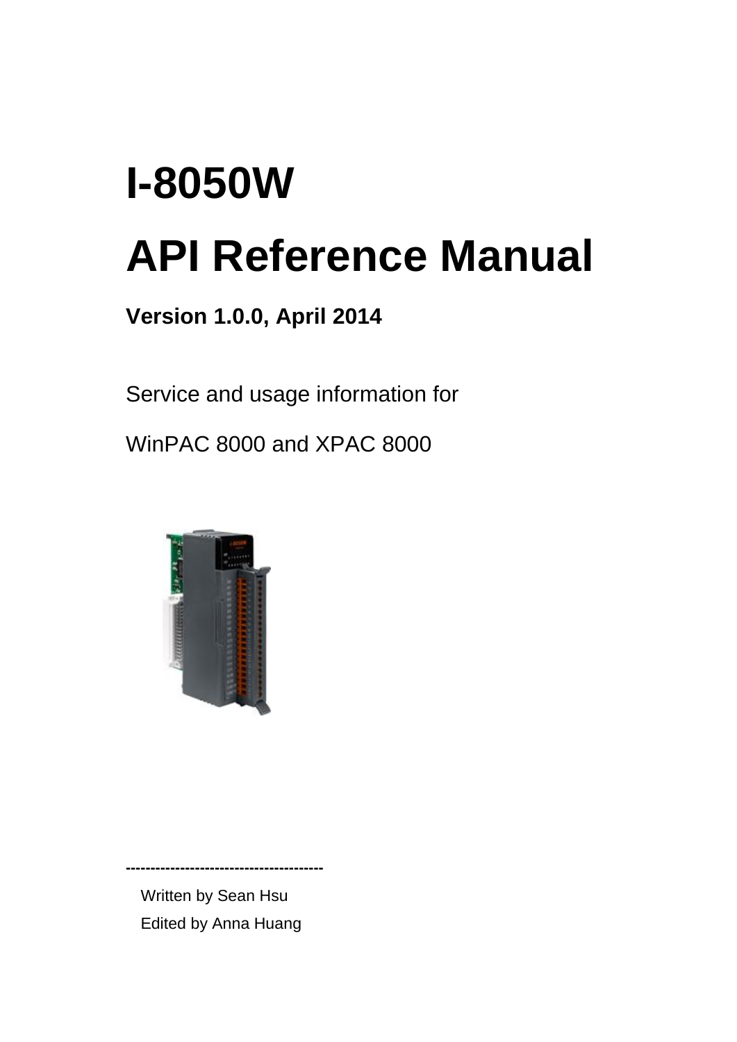# I-8050W

# API Reference Manual

**Version 1.0.0, April 2014**

Service and usage information for

WinPAC 8000 and XPAC 8000

---------------------------------------

Written by Sean Hsu

Edited by Anna Huang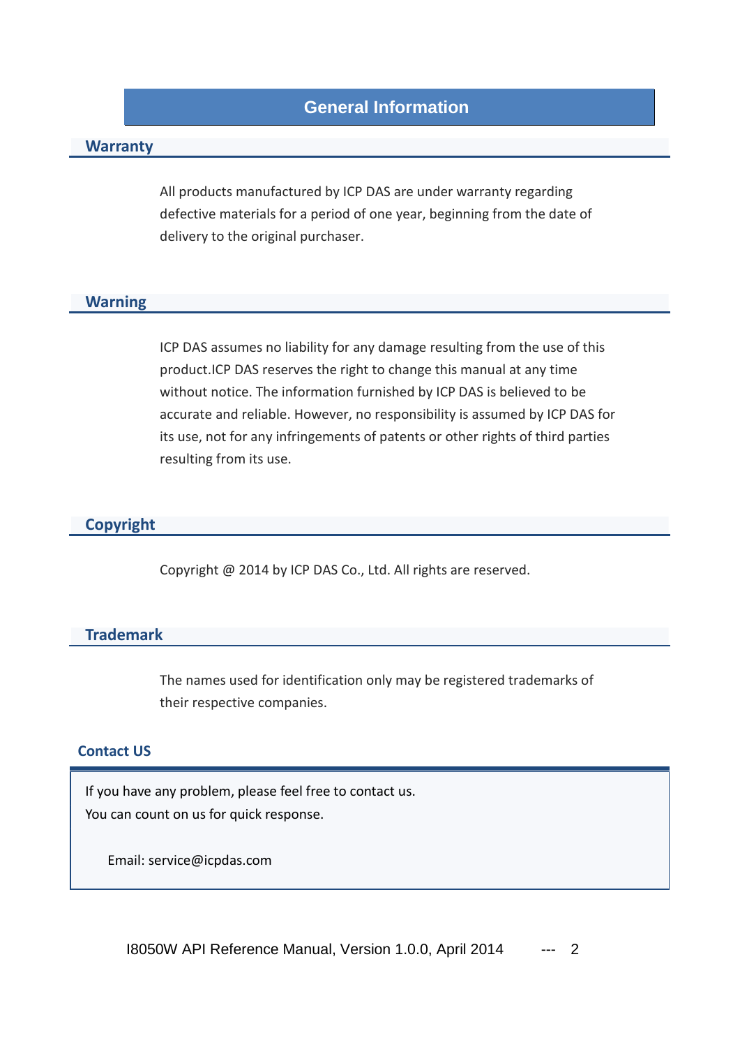# General Information

## Warranty

All products manufactured by ICP DAS are under warranty regarding defective materials for a period of one year, beginning from the date of delivery to the original purchaser.

## Warning

ICP DAS assumes no liability for any damage resulting from the use of this product.ICP DAS reserves the right to change this manual at any time without notice. The information furnished by ICP DAS is believed to be accurate and reliable. However, no responsibility is assumed by ICP DAS for its use, not for any infringements of patents or other rights of third parties resulting from its use.

## Copyright

Copyright @ 2014 by ICP DAS Co., Ltd. All rights are reserved.

## Trademark

The names used for identification only may be registered trademarks of their respective companies.

## Contact US

If you have any problem, please feel free to contact us.
You can count on us for quick response.

Email: service@icpdas.com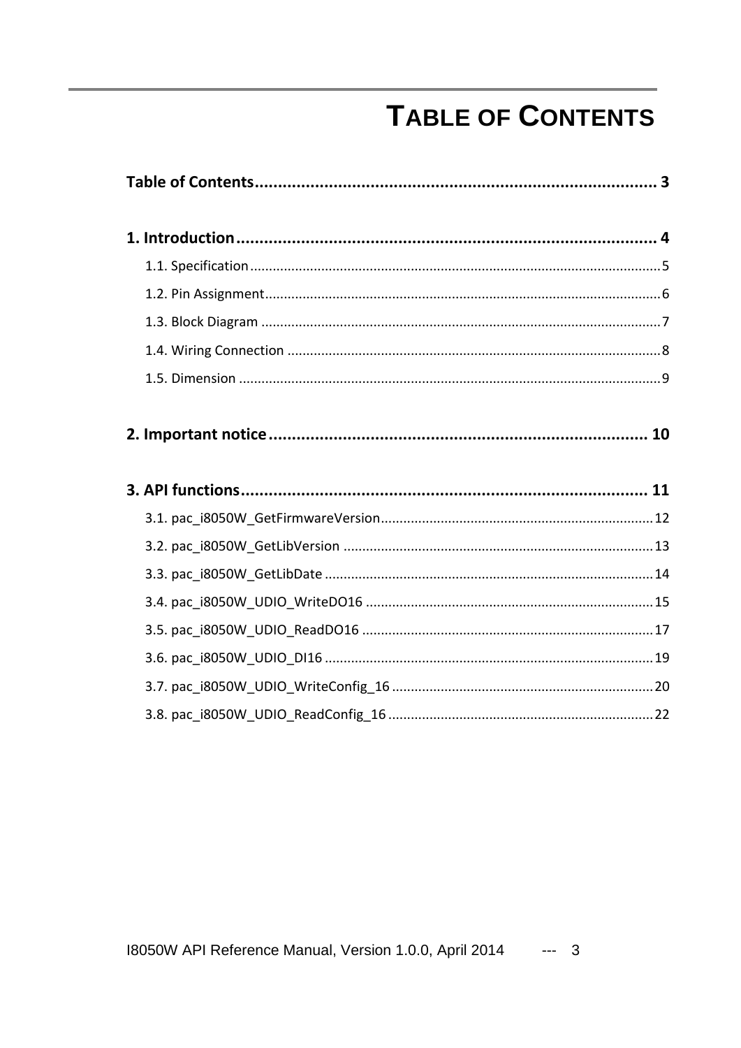# TABLE OF CONTENTS

**Table of Contents** ........................................................................................ 3

**1. Introduction** ............................................................................................ 4

- 1.1. Specification ............................................................................................ 5
- 1.2. Pin Assignment ......................................................................................... 6
- 1.3. Block Diagram .......................................................................................... 7
- 1.4. Wiring Connection .................................................................................... 8
- 1.5. Dimension ................................................................................................ 9

**2. Important notice** ................................................................................... 10

**3. API functions** ......................................................................................... 11

- 3.1. pac_i8050W_GetFirmwareVersion ............................................................ 12
- 3.2. pac_i8050W_GetLibVersion ...................................................................... 13
- 3.3. pac_i8050W_GetLibDate .......................................................................... 14
- 3.4. pac_i8050W_UDIO_WriteDO16 ................................................................ 15
- 3.5. pac_i8050W_UDIO_ReadDO16 ................................................................. 17
- 3.6. pac_i8050W_UDIO_DI16 .......................................................................... 19
- 3.7. pac_i8050W_UDIO_WriteConfig_16 ......................................................... 20
- 3.8. pac_i8050W_UDIO_ReadConfig_16 .......................................................... 22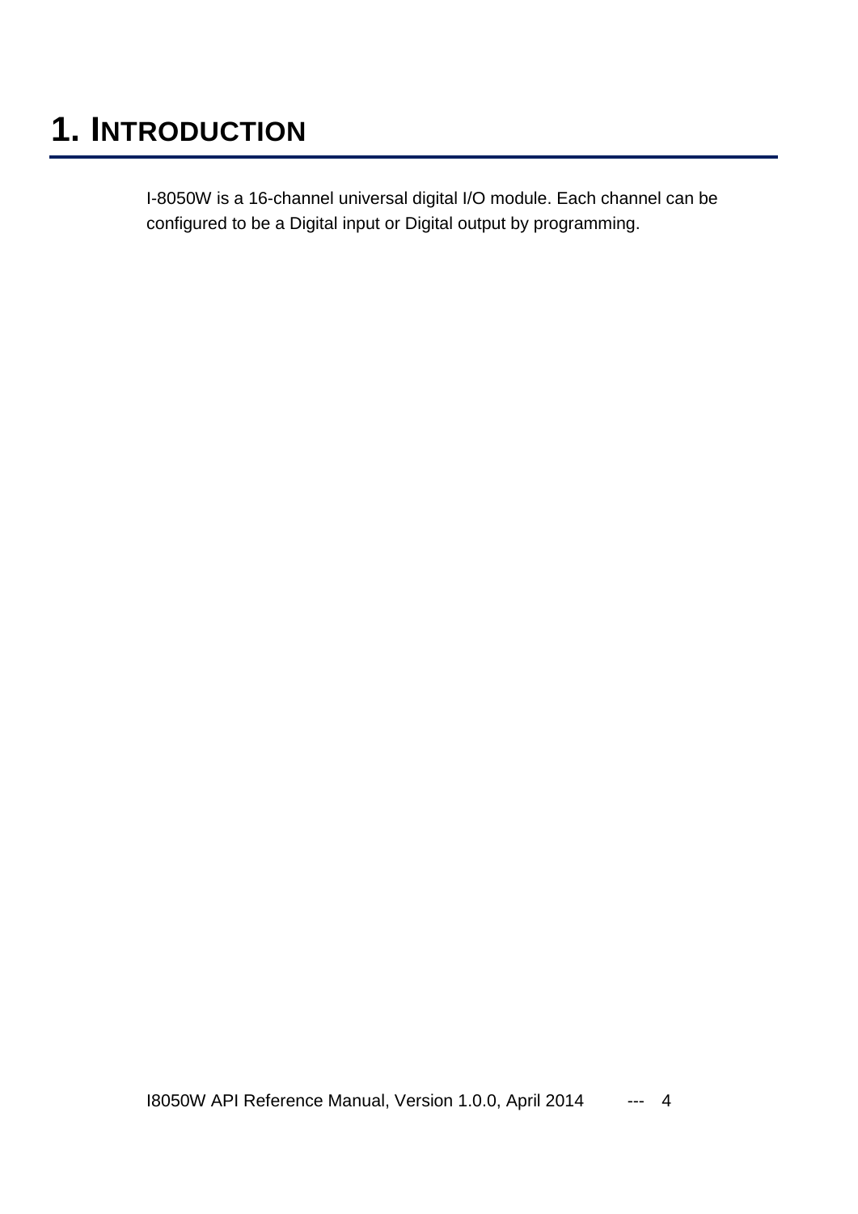# 1. INTRODUCTION

I-8050W is a 16-channel universal digital I/O module. Each channel can be configured to be a Digital input or Digital output by programming.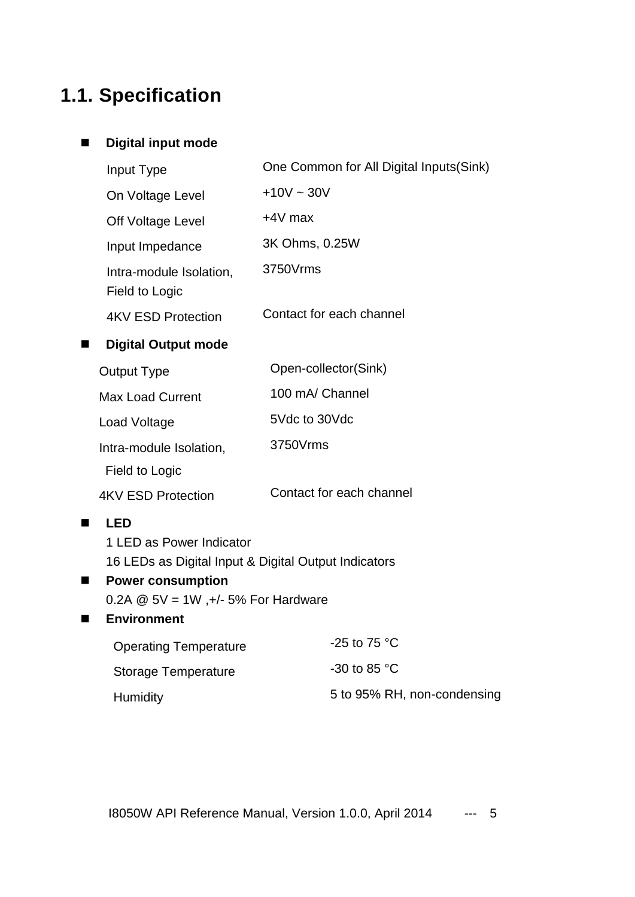## 1.1. Specification

- **Digital input mode**

| | |
|---|---|
| Input Type | One Common for All Digital Inputs(Sink) |
| On Voltage Level | +10V ~ 30V |
| Off Voltage Level | +4V max |
| Input Impedance | 3K Ohms, 0.25W |
| Intra-module Isolation, Field to Logic | 3750Vrms |
| 4KV ESD Protection | Contact for each channel |

- **Digital Output mode**

| | |
|---|---|
| Output Type | Open-collector(Sink) |
| Max Load Current | 100 mA/ Channel |
| Load Voltage | 5Vdc to 30Vdc |
| Intra-module Isolation, Field to Logic | 3750Vrms |
| 4KV ESD Protection | Contact for each channel |

- **LED**

  1 LED as Power Indicator
  16 LEDs as Digital Input & Digital Output Indicators

- **Power consumption**

  0.2A @ 5V = 1W ,+/- 5% For Hardware

- **Environment**

| | |
|---|---|
| Operating Temperature | -25 to 75 °C |
| Storage Temperature | -30 to 85 °C |
| Humidity | 5 to 95% RH, non-condensing |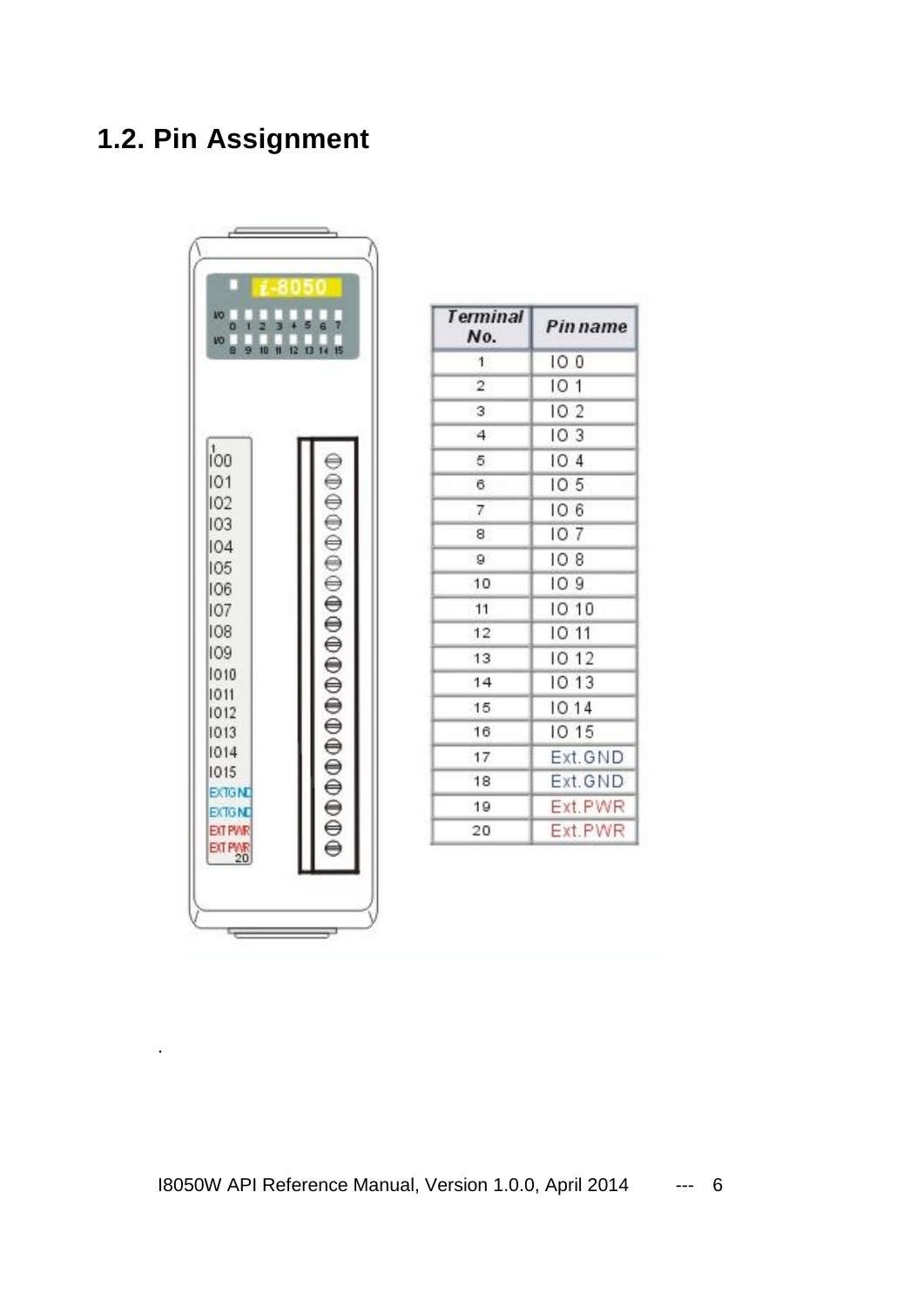## 1.2. Pin Assignment

| Terminal No. | Pin name |
|---|---|
| 1 | IO 0 |
| 2 | IO 1 |
| 3 | IO 2 |
| 4 | IO 3 |
| 5 | IO 4 |
| 6 | IO 5 |
| 7 | IO 6 |
| 8 | IO 7 |
| 9 | IO 8 |
| 10 | IO 9 |
| 11 | IO 10 |
| 12 | IO 11 |
| 13 | IO 12 |
| 14 | IO 13 |
| 15 | IO 14 |
| 16 | IO 15 |
| 17 | Ext.GND |
| 18 | Ext.GND |
| 19 | Ext.PWR |
| 20 | Ext.PWR |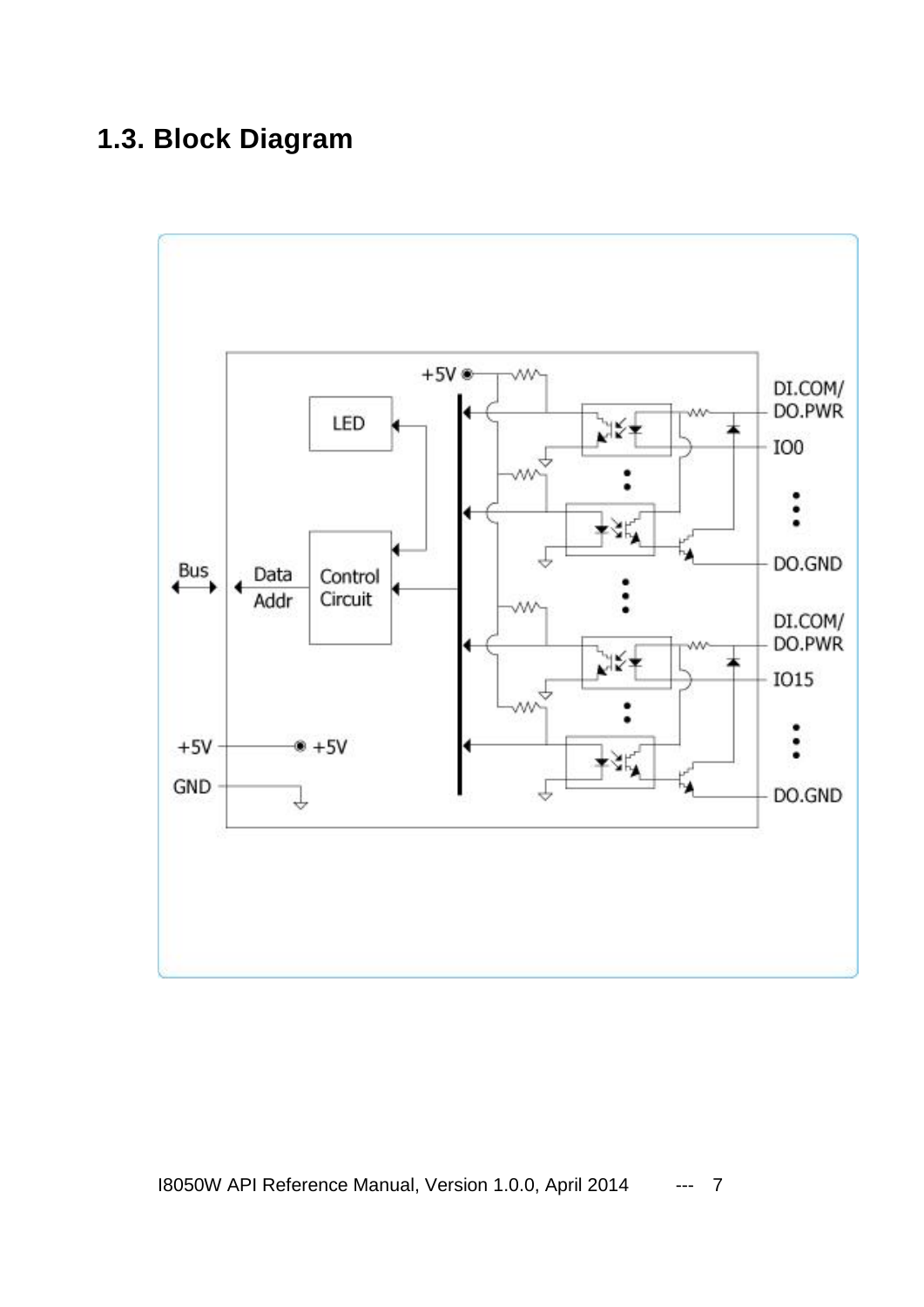## 1.3. Block Diagram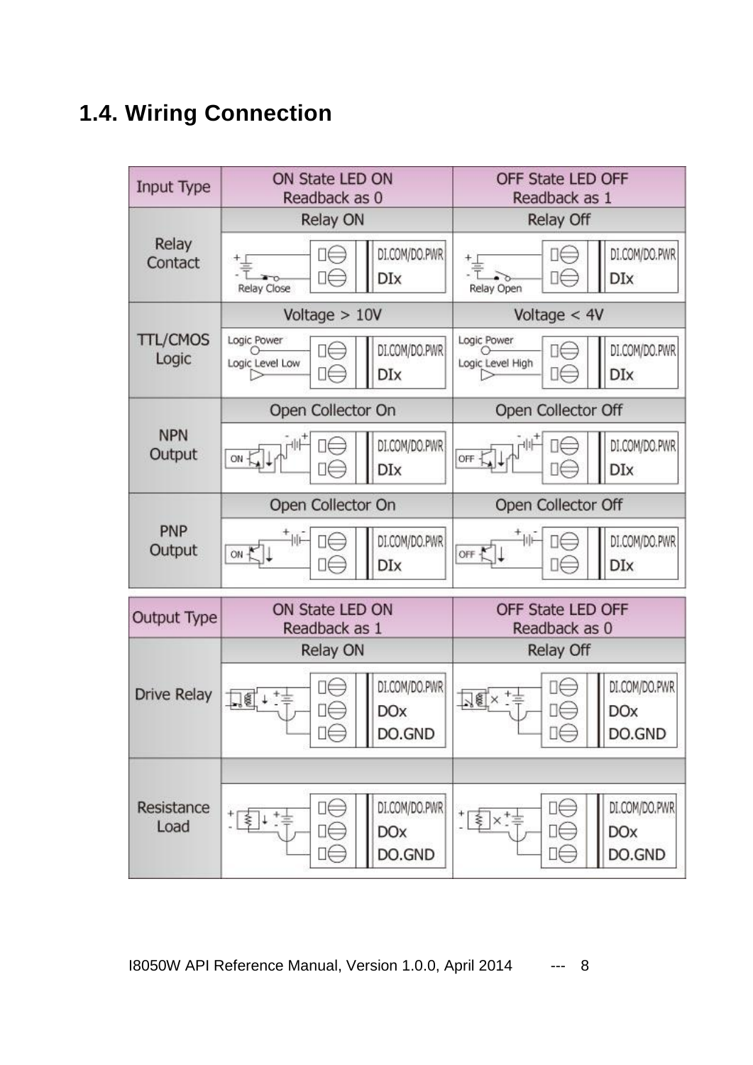## 1.4. Wiring Connection

| Input Type | ON State LED ON<br>Readback as 0 | OFF State LED OFF<br>Readback as 1 |
| --- | --- | --- |
| Relay Contact | Relay ON | Relay Off |
| | Relay Close — DI.COM/DO.PWR, DIx | Relay Open — DI.COM/DO.PWR, DIx |
| TTL/CMOS Logic | Voltage > 10V | Voltage < 4V |
| | Logic Power, Logic Level Low — DI.COM/DO.PWR, DIx | Logic Power, Logic Level High — DI.COM/DO.PWR, DIx |
| NPN Output | Open Collector On | Open Collector Off |
| | ON — DI.COM/DO.PWR, DIx | OFF — DI.COM/DO.PWR, DIx |
| PNP Output | Open Collector On | Open Collector Off |
| | ON — DI.COM/DO.PWR, DIx | OFF — DI.COM/DO.PWR, DIx |

| Output Type | ON State LED ON<br>Readback as 1 | OFF State LED OFF<br>Readback as 0 |
| --- | --- | --- |
| Drive Relay | Relay ON | Relay Off |
| | DI.COM/DO.PWR, DOx, DO.GND | DI.COM/DO.PWR, DOx, DO.GND |
| Resistance Load | | |
| | DI.COM/DO.PWR, DOx, DO.GND | DI.COM/DO.PWR, DOx, DO.GND |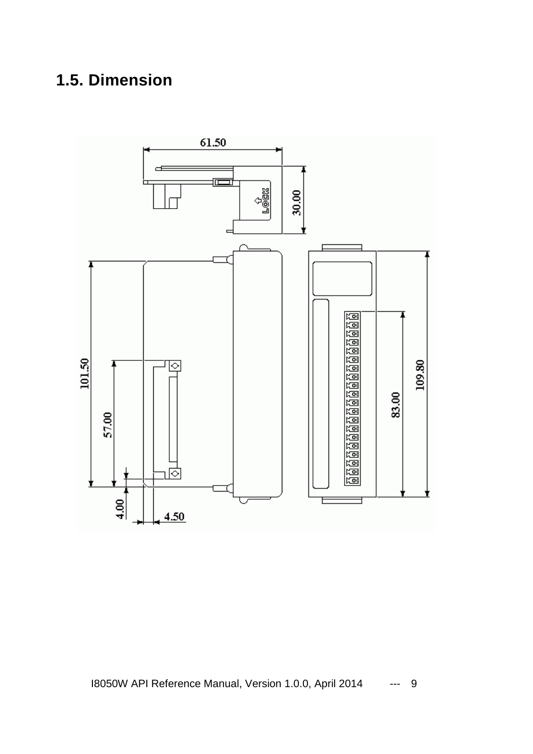## 1.5. Dimension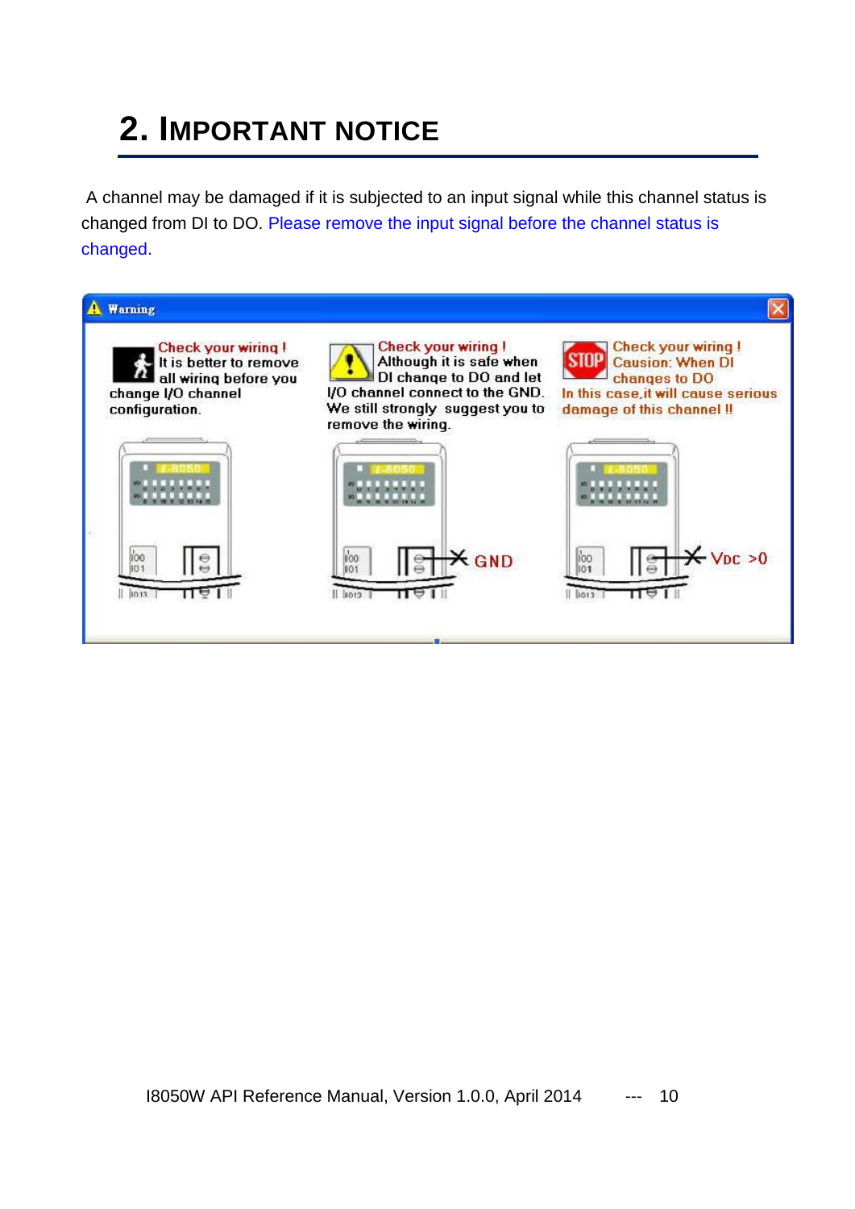# 2. IMPORTANT NOTICE

A channel may be damaged if it is subjected to an input signal while this channel status is changed from DI to DO. Please remove the input signal before the channel status is changed.

Warning

Check your wiring ! It is better to remove all wiring before you change I/O channel configuration.

Check your wiring ! Although it is safe when DI change to DO and let I/O channel connect to the GND. We still strongly suggest you to remove the wiring.

Check your wiring ! Causion: When DI changes to DO In this case,it will cause serious damage of this channel !!

GND

VDC >0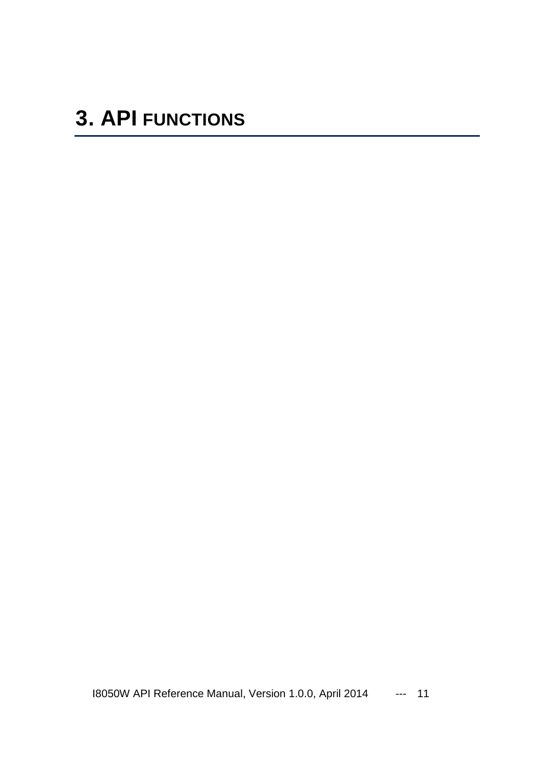# 3. API FUNCTIONS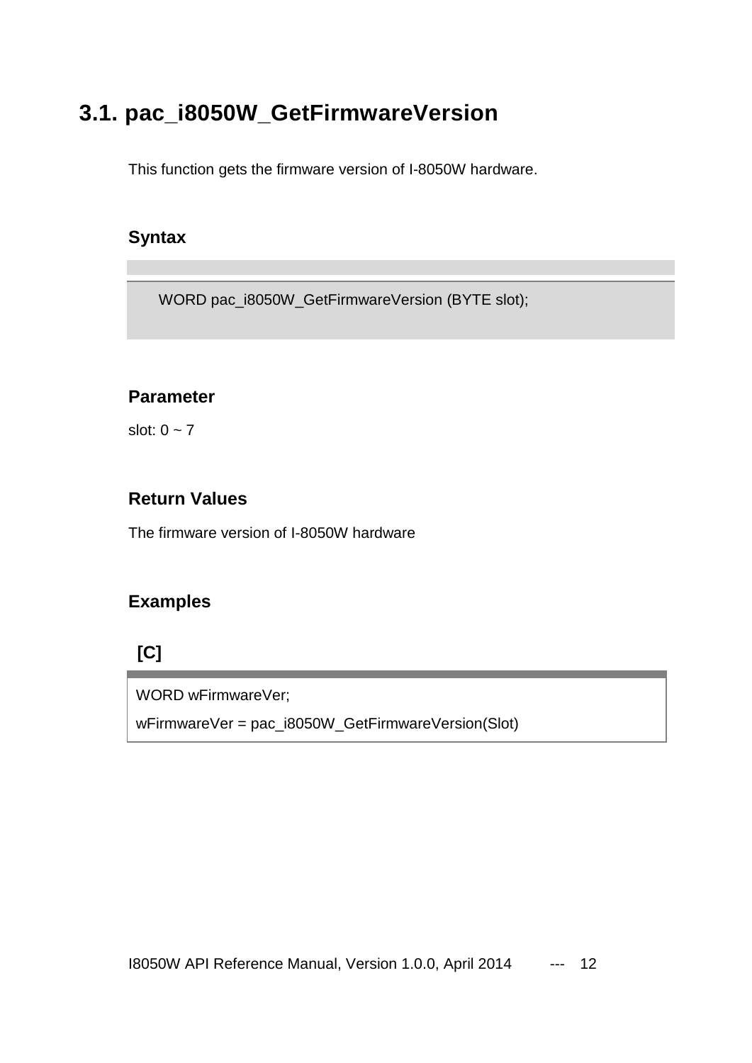## 3.1. pac_i8050W_GetFirmwareVersion

This function gets the firmware version of I-8050W hardware.

### Syntax

```
WORD pac_i8050W_GetFirmwareVersion (BYTE slot);
```

### Parameter

slot: 0 ~ 7

### Return Values

The firmware version of I-8050W hardware

### Examples

**[C]**

```
WORD wFirmwareVer;
wFirmwareVer = pac_i8050W_GetFirmwareVersion(Slot)
```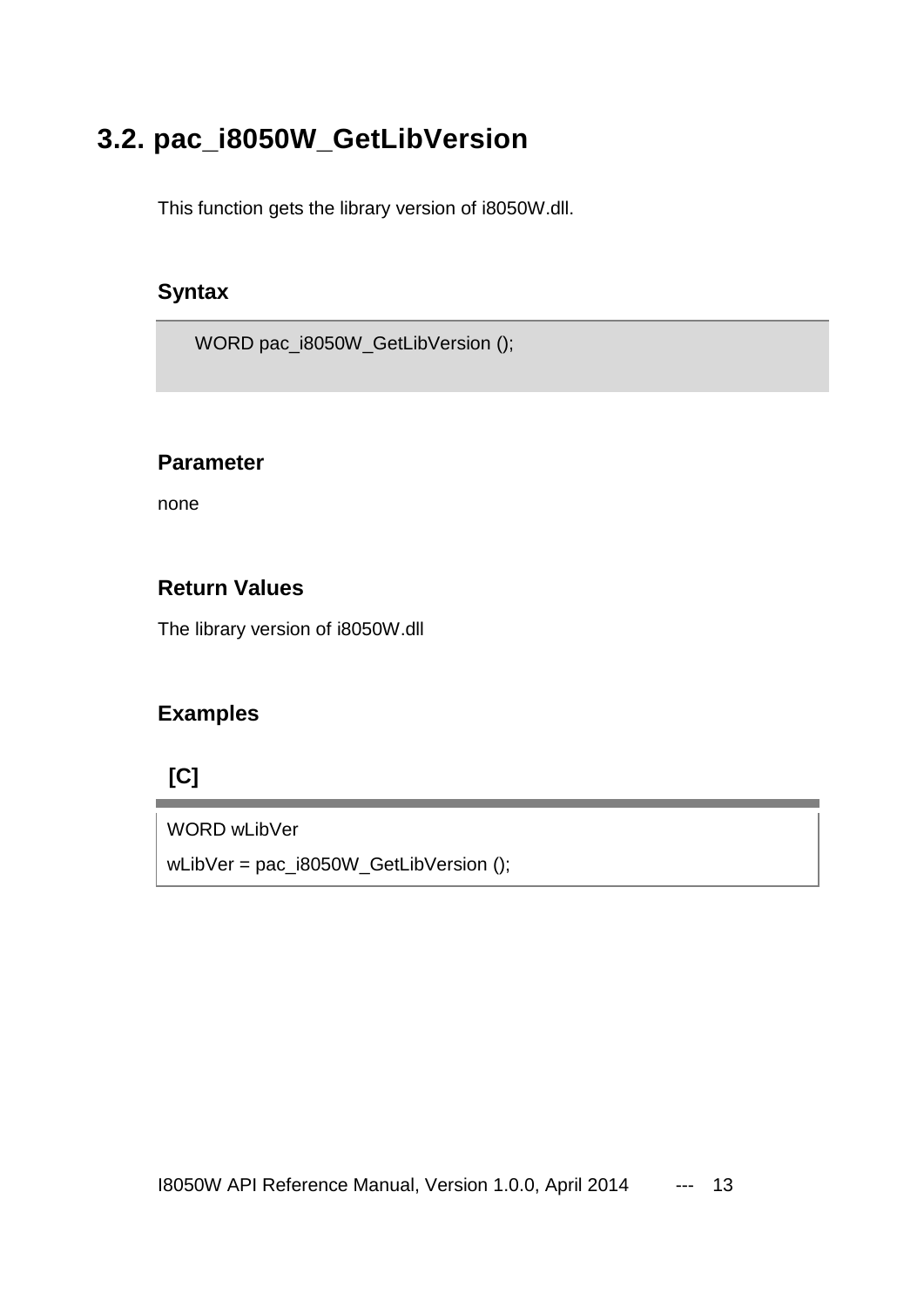## 3.2. pac_i8050W_GetLibVersion

This function gets the library version of i8050W.dll.

### Syntax

```
WORD pac_i8050W_GetLibVersion ();
```

### Parameter

none

### Return Values

The library version of i8050W.dll

### Examples

**[C]**

```
WORD wLibVer
wLibVer = pac_i8050W_GetLibVersion ();
```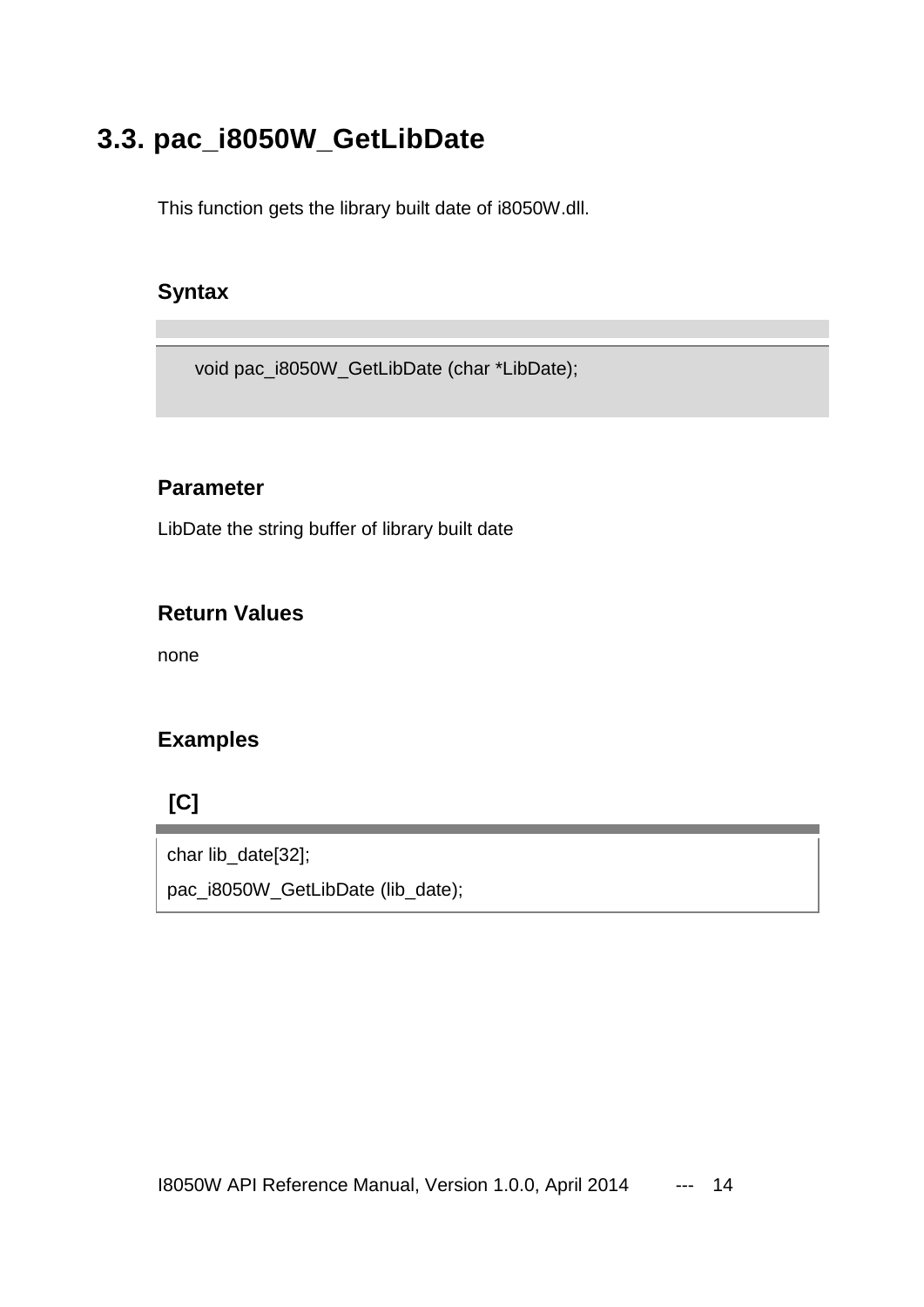## 3.3. pac_i8050W_GetLibDate

This function gets the library built date of i8050W.dll.

### Syntax

```
void pac_i8050W_GetLibDate (char *LibDate);
```

### Parameter

LibDate the string buffer of library built date

### Return Values

none

### Examples

**[C]**

```
char lib_date[32];
pac_i8050W_GetLibDate (lib_date);
```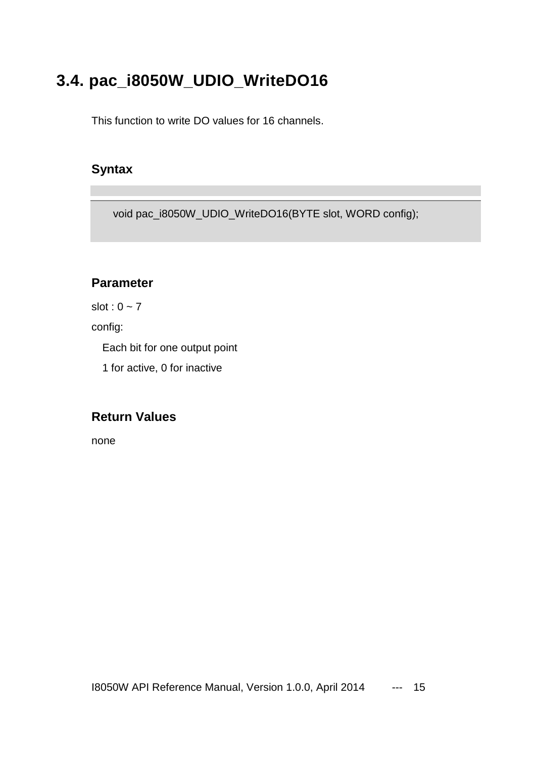## 3.4. pac_i8050W_UDIO_WriteDO16

This function to write DO values for 16 channels.

### Syntax

```
void pac_i8050W_UDIO_WriteDO16(BYTE slot, WORD config);
```

### Parameter

slot : 0 ~ 7

config:

Each bit for one output point

1 for active, 0 for inactive

### Return Values

none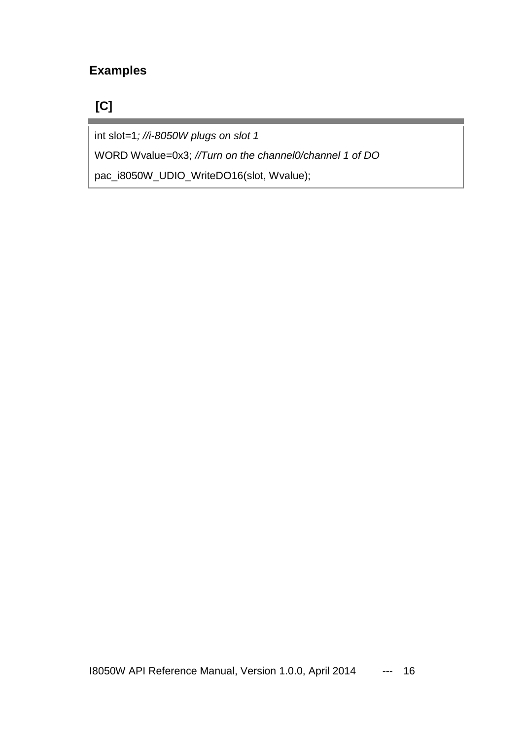### Examples

**[C]**

```
int slot=1; //i-8050W plugs on slot 1
WORD Wvalue=0x3; //Turn on the channel0/channel 1 of DO
pac_i8050W_UDIO_WriteDO16(slot, Wvalue);
```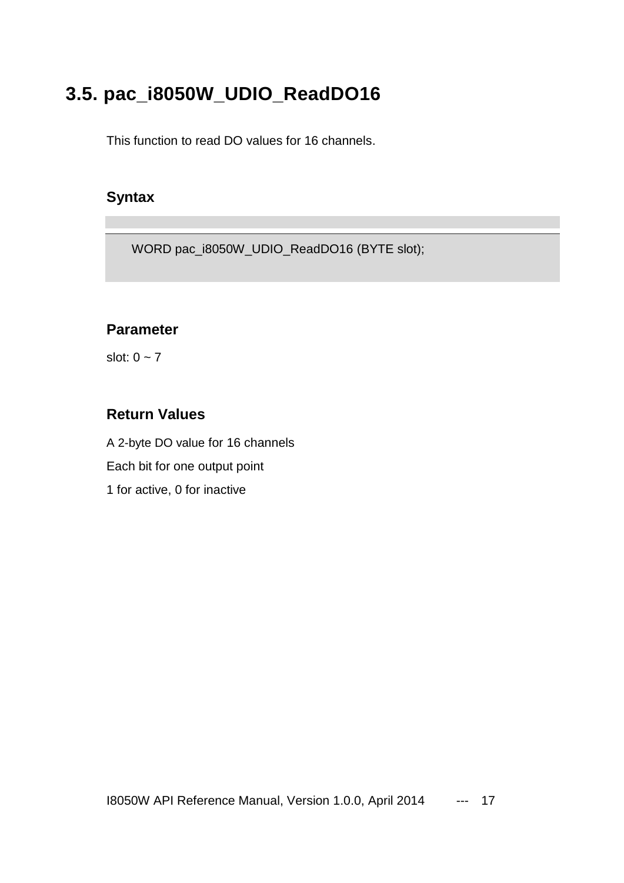## 3.5. pac_i8050W_UDIO_ReadDO16

This function to read DO values for 16 channels.

### Syntax

```
WORD pac_i8050W_UDIO_ReadDO16 (BYTE slot);
```

### Parameter

slot: 0 ~ 7

### Return Values

A 2-byte DO value for 16 channels

Each bit for one output point

1 for active, 0 for inactive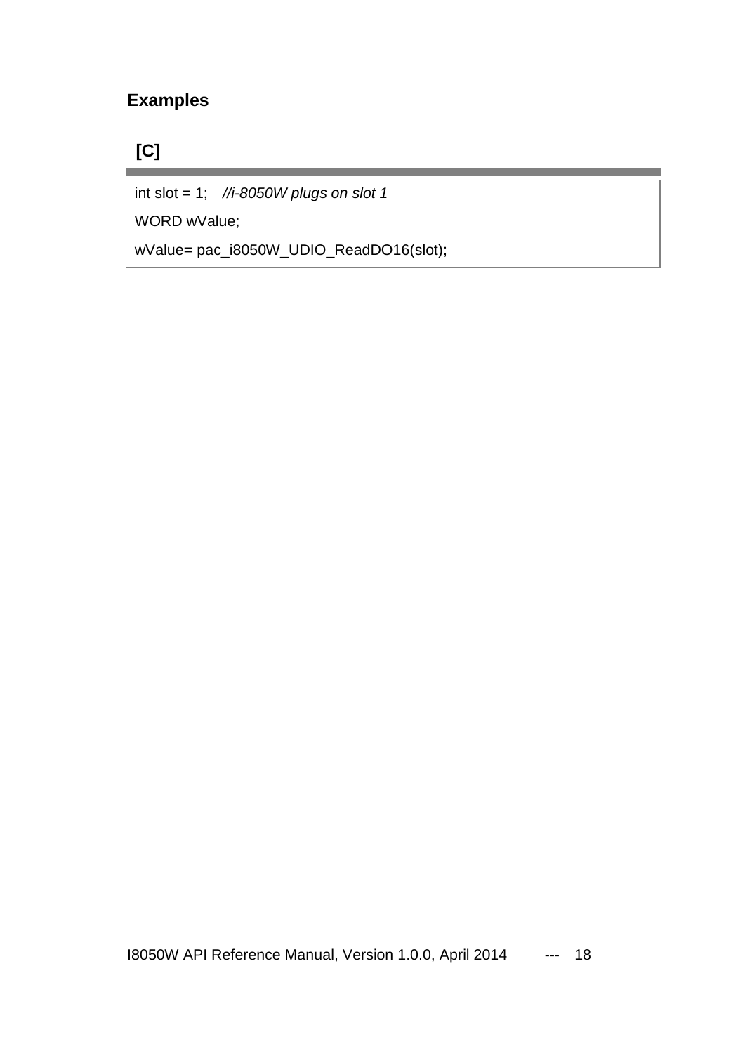### Examples

#### [C]

```
int slot = 1;   //i-8050W plugs on slot 1
WORD wValue;
wValue= pac_i8050W_UDIO_ReadDO16(slot);
```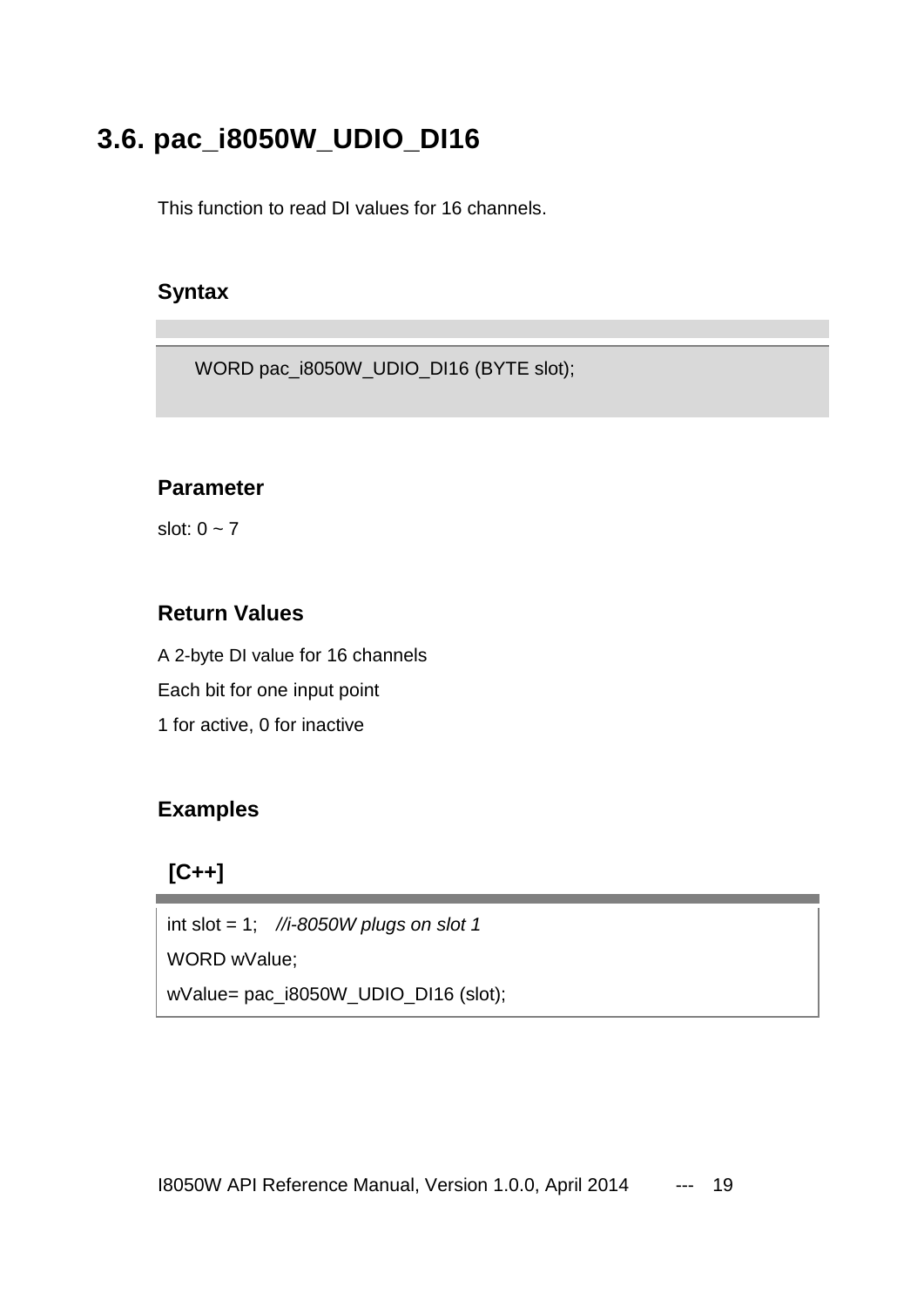## 3.6. pac_i8050W_UDIO_DI16

This function to read DI values for 16 channels.

### Syntax

```
WORD pac_i8050W_UDIO_DI16 (BYTE slot);
```

### Parameter

slot: 0 ~ 7

### Return Values

A 2-byte DI value for 16 channels

Each bit for one input point

1 for active, 0 for inactive

### Examples

**[C++]**

```
int slot = 1;   //i-8050W plugs on slot 1
WORD wValue;
wValue= pac_i8050W_UDIO_DI16 (slot);
```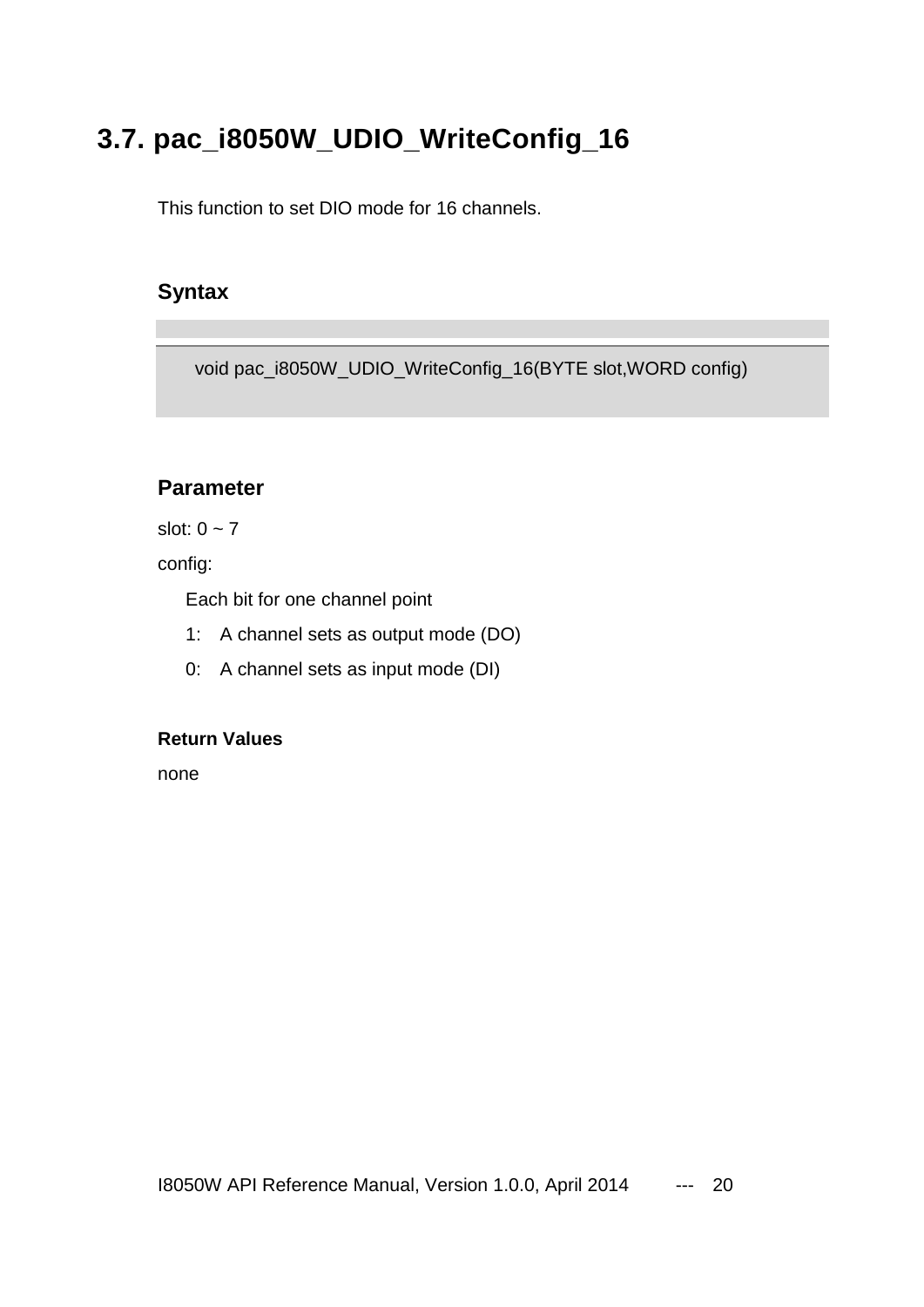## 3.7. pac_i8050W_UDIO_WriteConfig_16

This function to set DIO mode for 16 channels.

### Syntax

```
void pac_i8050W_UDIO_WriteConfig_16(BYTE slot,WORD config)
```

### Parameter

slot: 0 ~ 7

config:

Each bit for one channel point

1: A channel sets as output mode (DO)

0: A channel sets as input mode (DI)

#### Return Values

none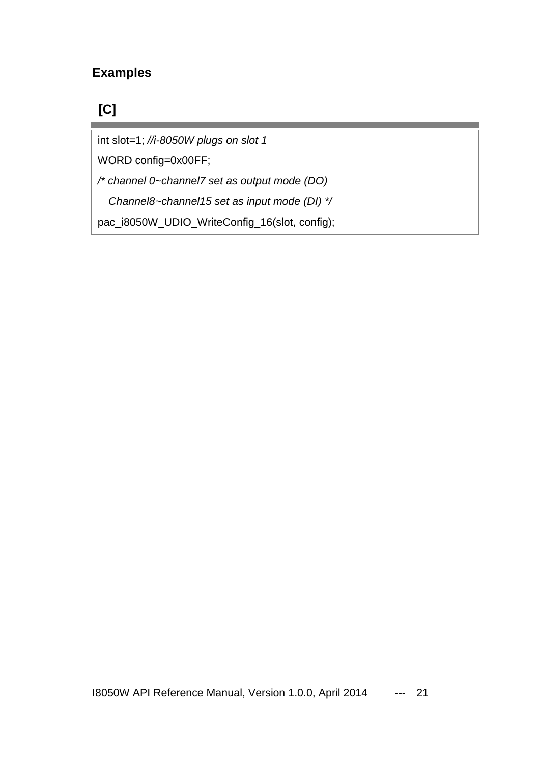### Examples

**[C]**

```
int slot=1; //i-8050W plugs on slot 1
WORD config=0x00FF;
/* channel 0~channel7 set as output mode (DO)
   Channel8~channel15 set as input mode (DI) */
pac_i8050W_UDIO_WriteConfig_16(slot, config);
```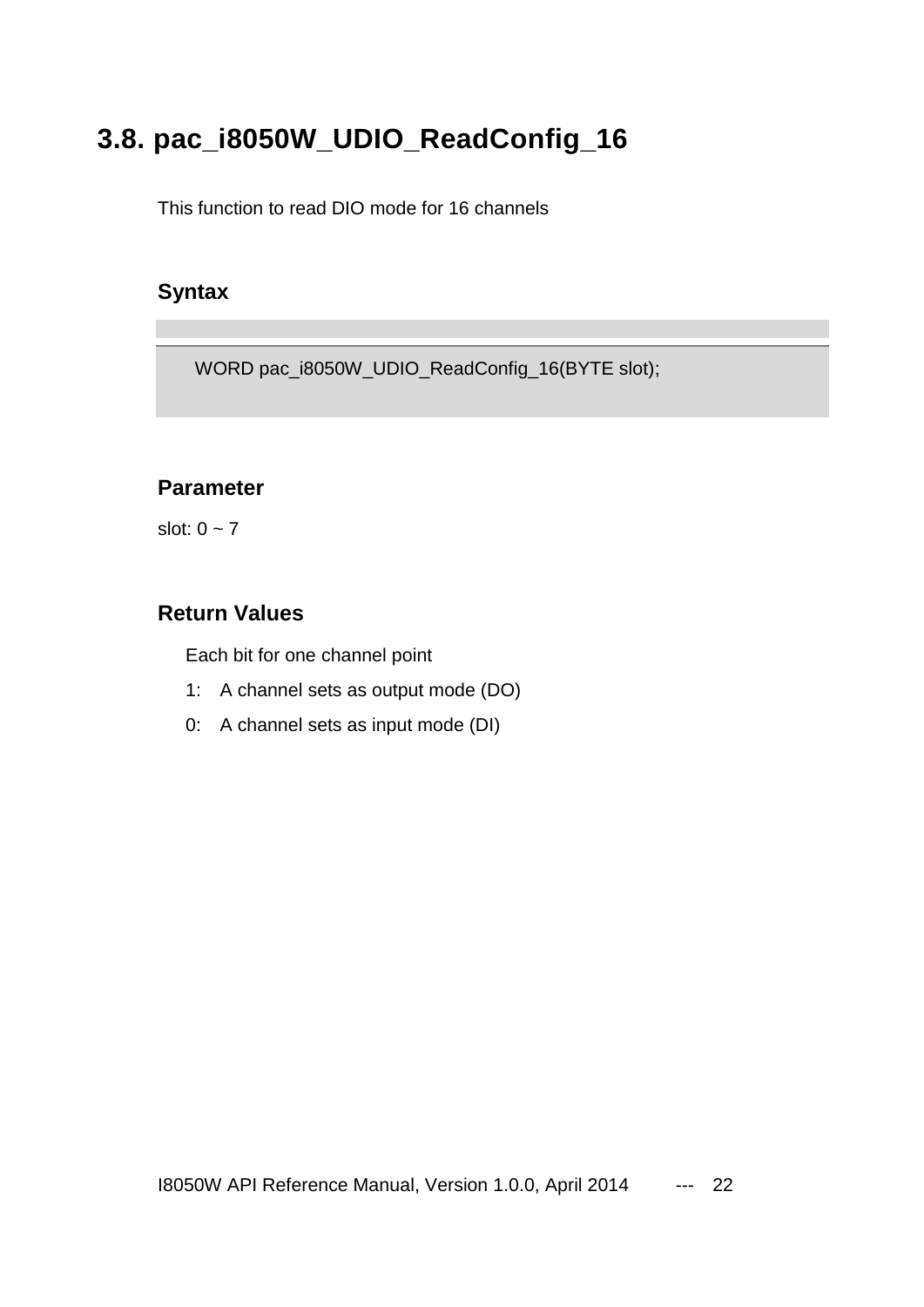## 3.8. pac_i8050W_UDIO_ReadConfig_16

This function to read DIO mode for 16 channels

### Syntax

```
WORD pac_i8050W_UDIO_ReadConfig_16(BYTE slot);
```

### Parameter

slot: 0 ~ 7

### Return Values

Each bit for one channel point

1: A channel sets as output mode (DO)

0: A channel sets as input mode (DI)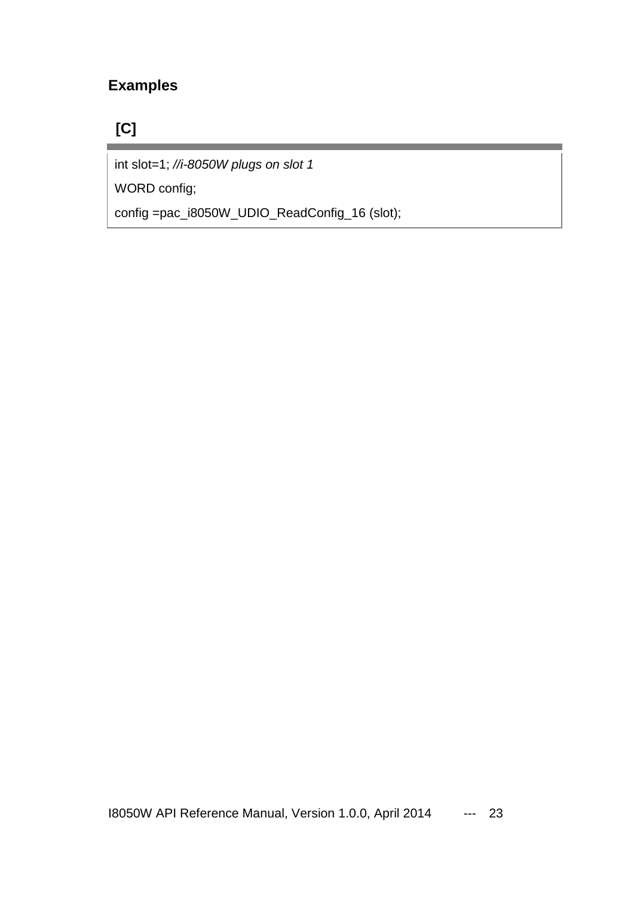## Examples

### [C]

```
int slot=1; //i-8050W plugs on slot 1
WORD config;
config =pac_i8050W_UDIO_ReadConfig_16 (slot);
```